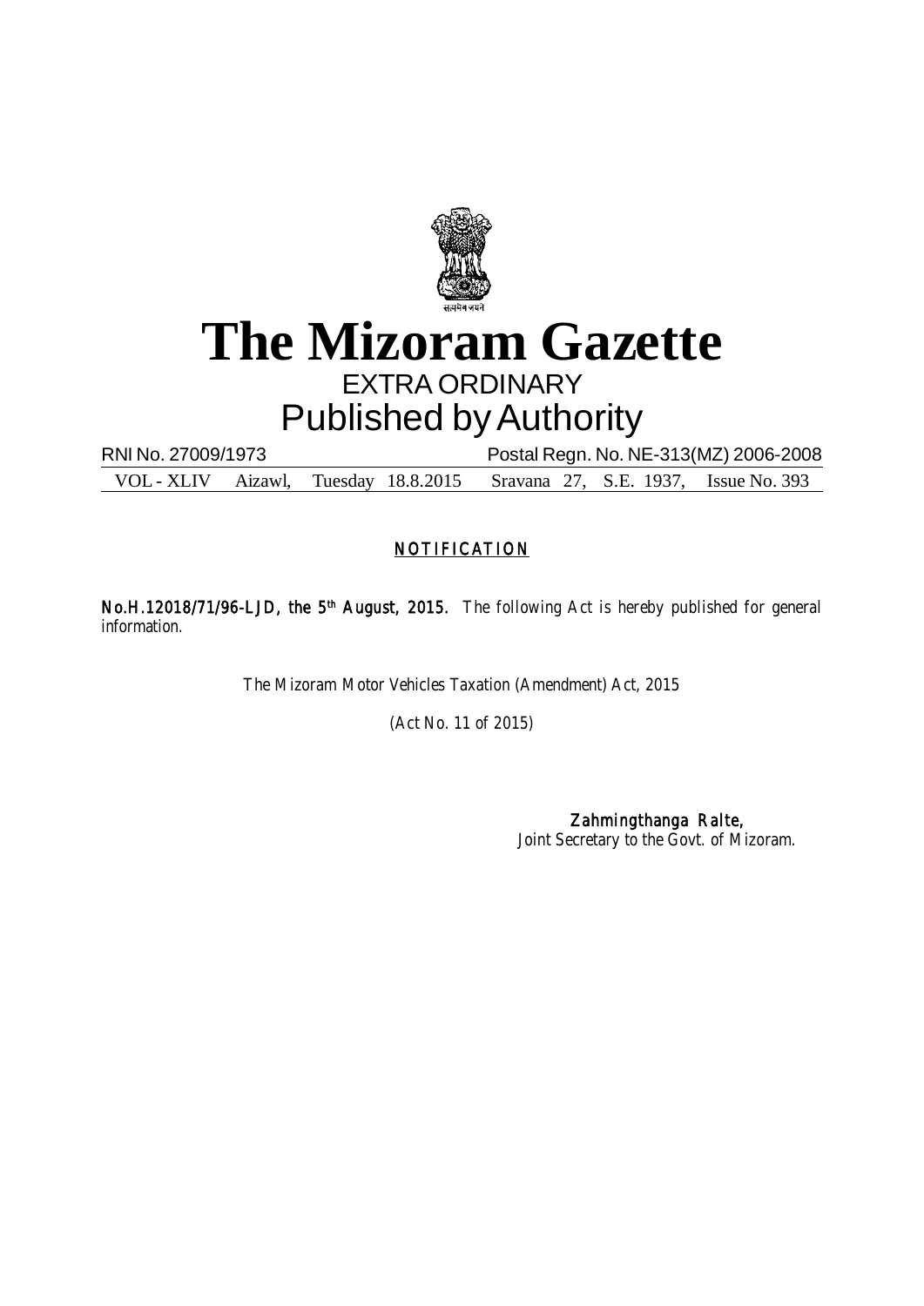# The Mizoram Gazette

EXTRA ORDINARY

Published by Authority

RNI No. 27009/1973 Postal Regn. No. NE-313(MZ) 2006-2008

VOL - XLIV Aizawl, Tuesday 18.8.2015 Sravana 27, S.E. 1937, Issue No. 393

## NOTIFICATION

**No.H.12018/71/96-LJD, the 5th August, 2015.** The following Act is hereby published for general information.

The Mizoram Motor Vehicles Taxation (Amendment) Act, 2015

(Act No. 11 of 2015)

**Zahmingthanga Ralte,**
Joint Secretary to the Govt. of Mizoram.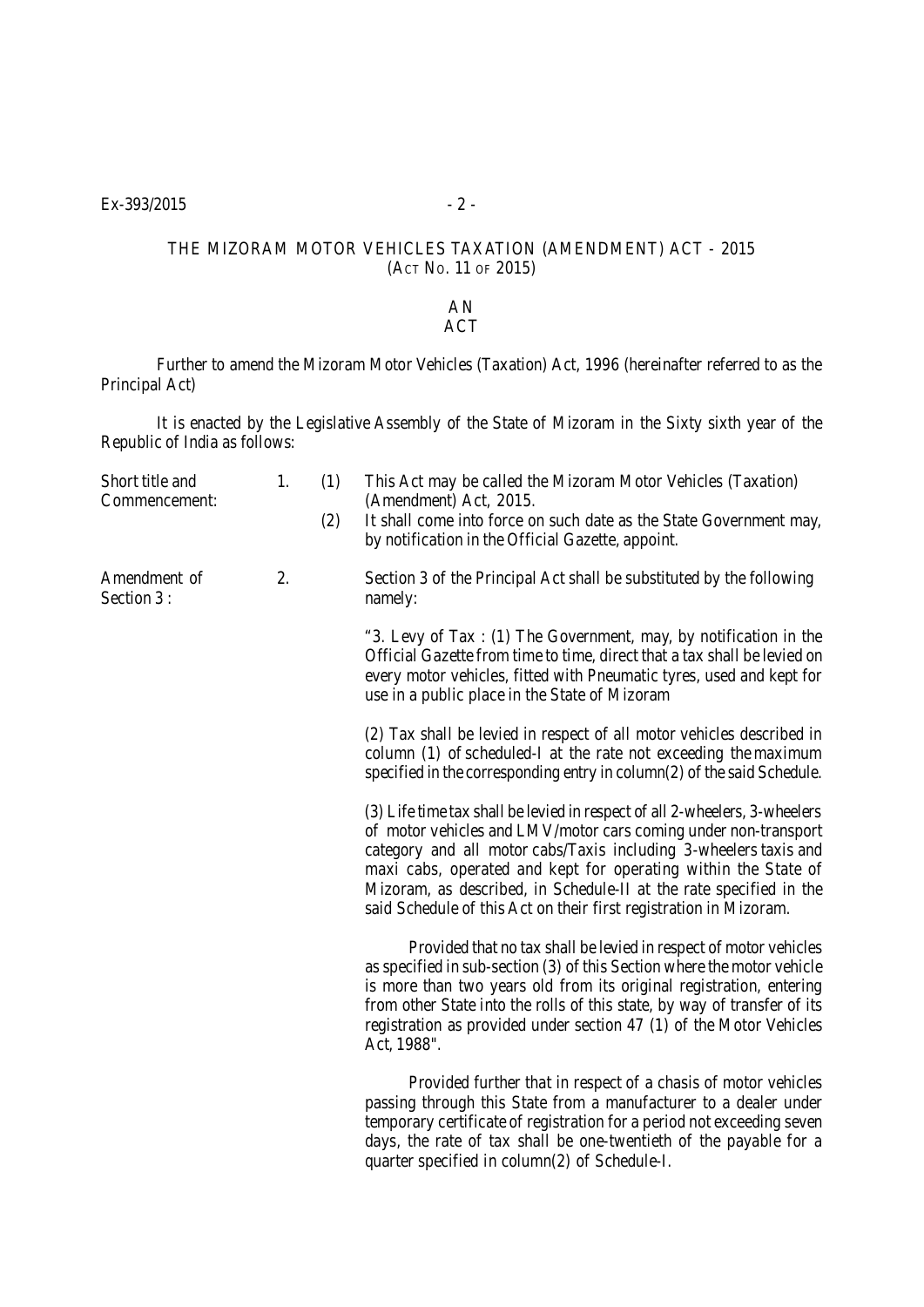# THE MIZORAM MOTOR VEHICLES TAXATION (AMENDMENT) ACT - 2015
(ACT NO. 11 OF 2015)

## AN
## ACT

Further to amend the Mizoram Motor Vehicles (Taxation) Act, 1996 (hereinafter referred to as the Principal Act)

It is enacted by the Legislative Assembly of the State of Mizoram in the Sixty sixth year of the Republic of India as follows:

**Short title and Commencement:**

1. (1) This Act may be called the Mizoram Motor Vehicles (Taxation) (Amendment) Act, 2015.

   (2) It shall come into force on such date as the State Government may, by notification in the Official Gazette, appoint.

**Amendment of Section 3 :**

2. Section 3 of the Principal Act shall be substituted by the following namely:

"3. Levy of Tax : (1) The Government, may, by notification in the Official Gazette from time to time, direct that a tax shall be levied on every motor vehicles, fitted with Pneumatic tyres, used and kept for use in a public place in the State of Mizoram

(2) Tax shall be levied in respect of all motor vehicles described in column (1) of scheduled-I at the rate not exceeding the maximum specified in the corresponding entry in column(2) of the said Schedule.

(3) Life time tax shall be levied in respect of all 2-wheelers, 3-wheelers of motor vehicles and LMV/motor cars coming under non-transport category and all motor cabs/Taxis including 3-wheelers taxis and maxi cabs, operated and kept for operating within the State of Mizoram, as described, in Schedule-II at the rate specified in the said Schedule of this Act on their first registration in Mizoram.

Provided that no tax shall be levied in respect of motor vehicles as specified in sub-section (3) of this Section where the motor vehicle is more than two years old from its original registration, entering from other State into the rolls of this state, by way of transfer of its registration as provided under section 47 (1) of the Motor Vehicles Act, 1988".

Provided further that in respect of a chasis of motor vehicles passing through this State from a manufacturer to a dealer under temporary certificate of registration for a period not exceeding seven days, the rate of tax shall be one-twentieth of the payable for a quarter specified in column(2) of Schedule-I.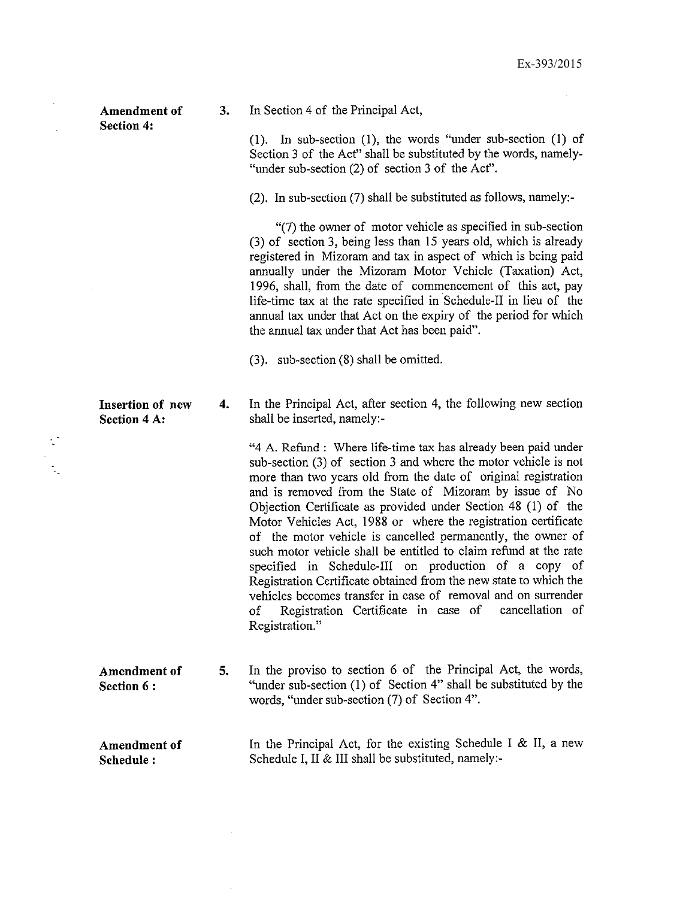**Amendment of Section 4:**

3. In Section 4 of the Principal Act,

(1). In sub-section (1), the words "under sub-section (1) of Section 3 of the Act" shall be substituted by the words, namely- "under sub-section (2) of section 3 of the Act".

(2). In sub-section (7) shall be substituted as follows, namely:-

"(7) the owner of motor vehicle as specified in sub-section (3) of section 3, being less than 15 years old, which is already registered in Mizoram and tax in aspect of which is being paid annually under the Mizoram Motor Vehicle (Taxation) Act, 1996, shall, from the date of commencement of this act, pay life-time tax at the rate specified in Schedule-II in lieu of the annual tax under that Act on the expiry of the period for which the annual tax under that Act has been paid".

(3). sub-section (8) shall be omitted.

**Insertion of new Section 4 A:**

4. In the Principal Act, after section 4, the following new section shall be inserted, namely:-

"4 A. Refund : Where life-time tax has already been paid under sub-section (3) of section 3 and where the motor vehicle is not more than two years old from the date of original registration and is removed from the State of Mizoram by issue of No Objection Certificate as provided under Section 48 (1) of the Motor Vehicles Act, 1988 or where the registration certificate of the motor vehicle is cancelled permanently, the owner of such motor vehicle shall be entitled to claim refund at the rate specified in Schedule-III on production of a copy of Registration Certificate obtained from the new state to which the vehicles becomes transfer in case of removal and on surrender of Registration Certificate in case of cancellation of Registration."

**Amendment of Section 6 :**

5. In the proviso to section 6 of the Principal Act, the words, "under sub-section (1) of Section 4" shall be substituted by the words, "under sub-section (7) of Section 4".

**Amendment of Schedule :**

In the Principal Act, for the existing Schedule I & II, a new Schedule I, II & III shall be substituted, namely:-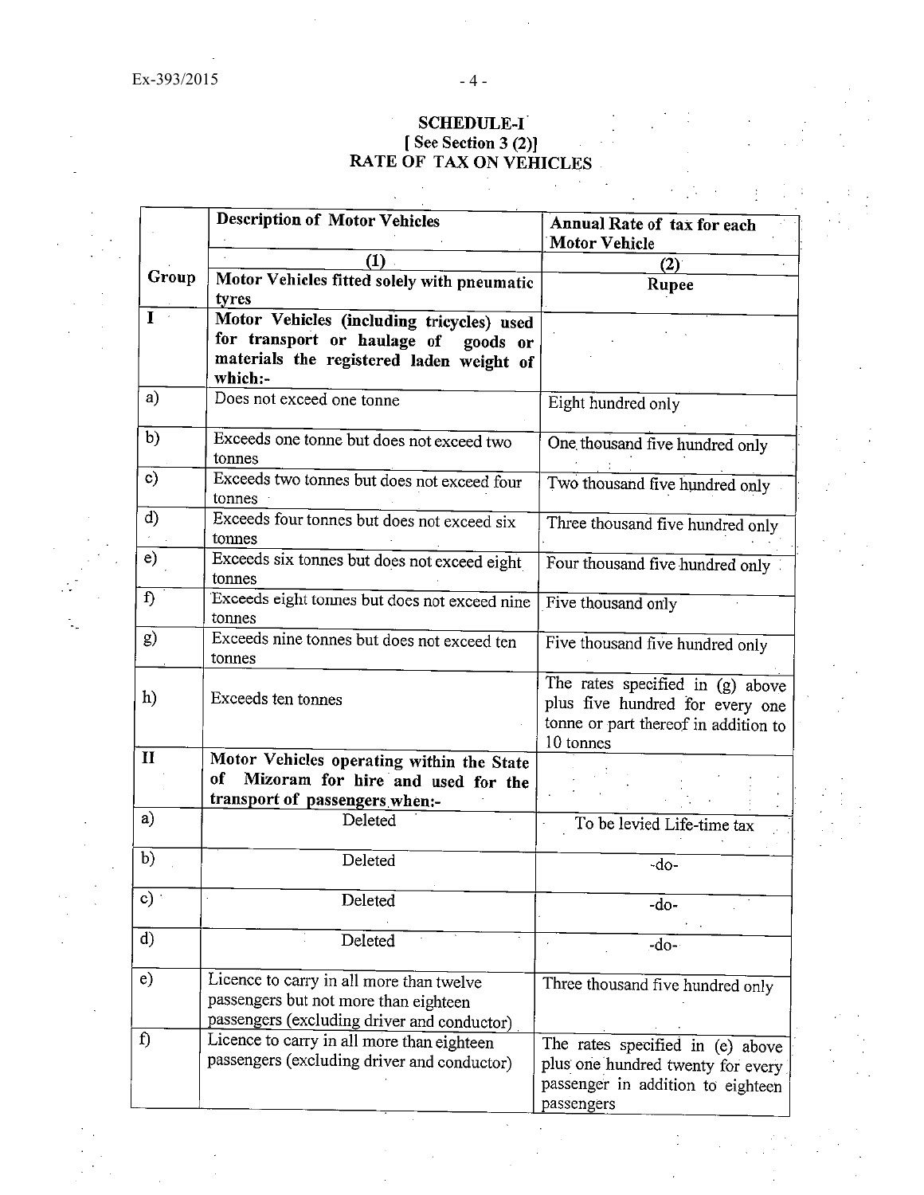**SCHEDULE-I**
**[ See Section 3 (2)]**
**RATE OF TAX ON VEHICLES**

| Group | Description of Motor Vehicles | Annual Rate of tax for each Motor Vehicle |
|---|---|---|
| | (1) | (2) |
| | **Motor Vehicles fitted solely with pneumatic tyres** | **Rupee** |
| **I** | **Motor Vehicles (including tricycles) used for transport or haulage of goods or materials the registered laden weight of which:-** | |
| a) | Does not exceed one tonne | Eight hundred only |
| b) | Exceeds one tonne but does not exceed two tonnes | One thousand five hundred only |
| c) | Exceeds two tonnes but does not exceed four tonnes | Two thousand five hundred only |
| d) | Exceeds four tonnes but does not exceed six tonnes | Three thousand five hundred only |
| e) | Exceeds six tonnes but does not exceed eight tonnes | Four thousand five hundred only |
| f) | Exceeds eight tonnes but does not exceed nine tonnes | Five thousand only |
| g) | Exceeds nine tonnes but does not exceed ten tonnes | Five thousand five hundred only |
| h) | Exceeds ten tonnes | The rates specified in (g) above plus five hundred for every one tonne or part thereof in addition to 10 tonnes |
| **II** | **Motor Vehicles operating within the State of Mizoram for hire and used for the transport of passengers when:-** | |
| a) | Deleted | To be levied Life-time tax |
| b) | Deleted | -do- |
| c) | Deleted | -do- |
| d) | Deleted | -do- |
| e) | Licence to carry in all more than twelve passengers but not more than eighteen passengers (excluding driver and conductor) | Three thousand five hundred only |
| f) | Licence to carry in all more than eighteen passengers (excluding driver and conductor) | The rates specified in (e) above plus one hundred twenty for every passenger in addition to eighteen passengers |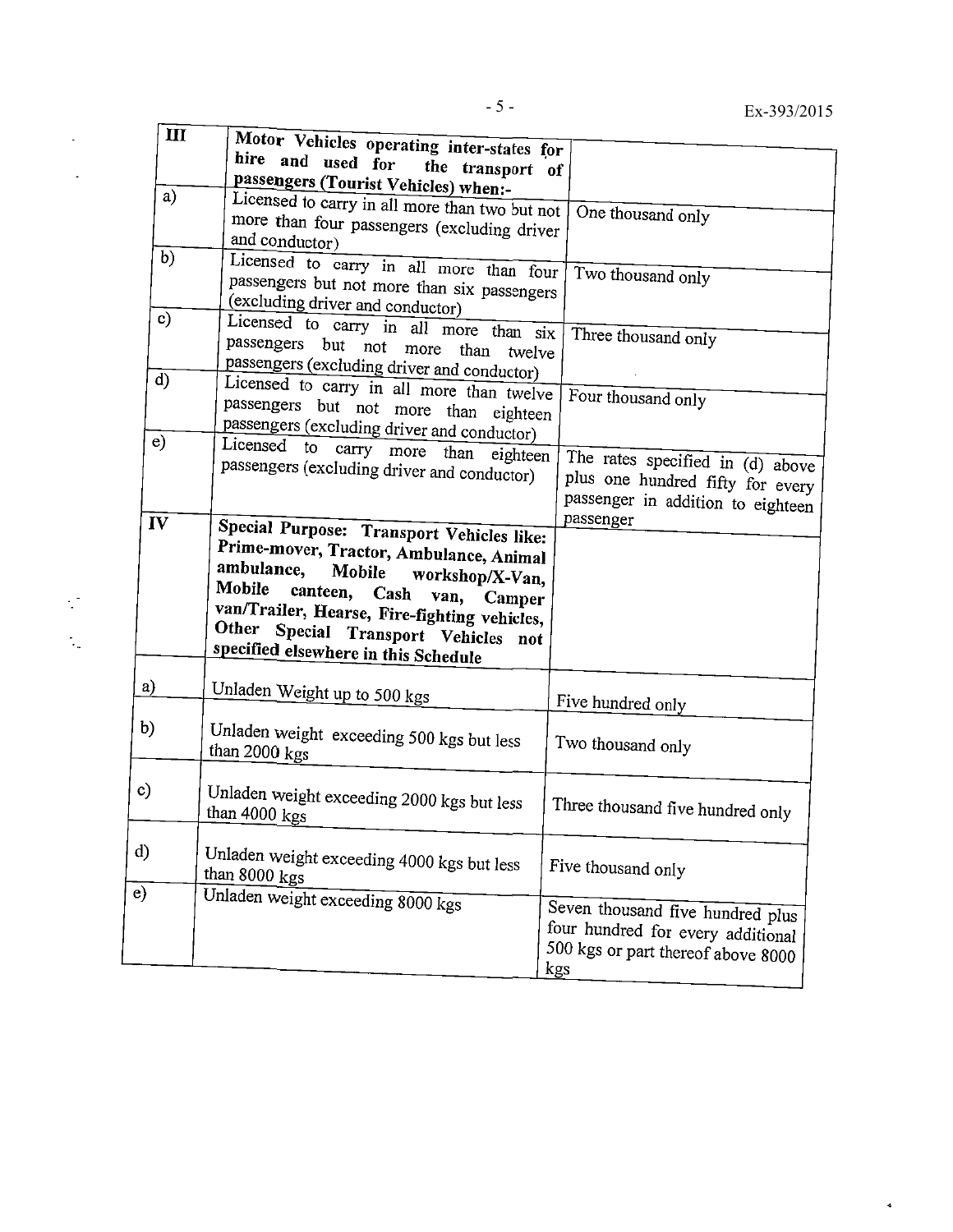| III | **Motor Vehicles operating inter-states for hire and used for the transport of passengers (Tourist Vehicles) when:-** | |
|---|---|---|
| a) | Licensed to carry in all more than two but not more than four passengers (excluding driver and conductor) | One thousand only |
| b) | Licensed to carry in all more than four passengers but not more than six passengers (excluding driver and conductor) | Two thousand only |
| c) | Licensed to carry in all more than six passengers but not more than twelve passengers (excluding driver and conductor) | Three thousand only |
| d) | Licensed to carry in all more than twelve passengers but not more than eighteen passengers (excluding driver and conductor) | Four thousand only |
| e) | Licensed to carry more than eighteen passengers (excluding driver and conductor) | The rates specified in (d) above plus one hundred fifty for every passenger in addition to eighteen passenger |
| IV | **Special Purpose: Transport Vehicles like: Prime-mover, Tractor, Ambulance, Animal ambulance, Mobile workshop/X-Van, Mobile canteen, Cash van, Camper van/Trailer, Hearse, Fire-fighting vehicles, Other Special Transport Vehicles not specified elsewhere in this Schedule** | |
| a) | Unladen Weight up to 500 kgs | Five hundred only |
| b) | Unladen weight exceeding 500 kgs but less than 2000 kgs | Two thousand only |
| c) | Unladen weight exceeding 2000 kgs but less than 4000 kgs | Three thousand five hundred only |
| d) | Unladen weight exceeding 4000 kgs but less than 8000 kgs | Five thousand only |
| e) | Unladen weight exceeding 8000 kgs | Seven thousand five hundred plus four hundred for every additional 500 kgs or part thereof above 8000 kgs |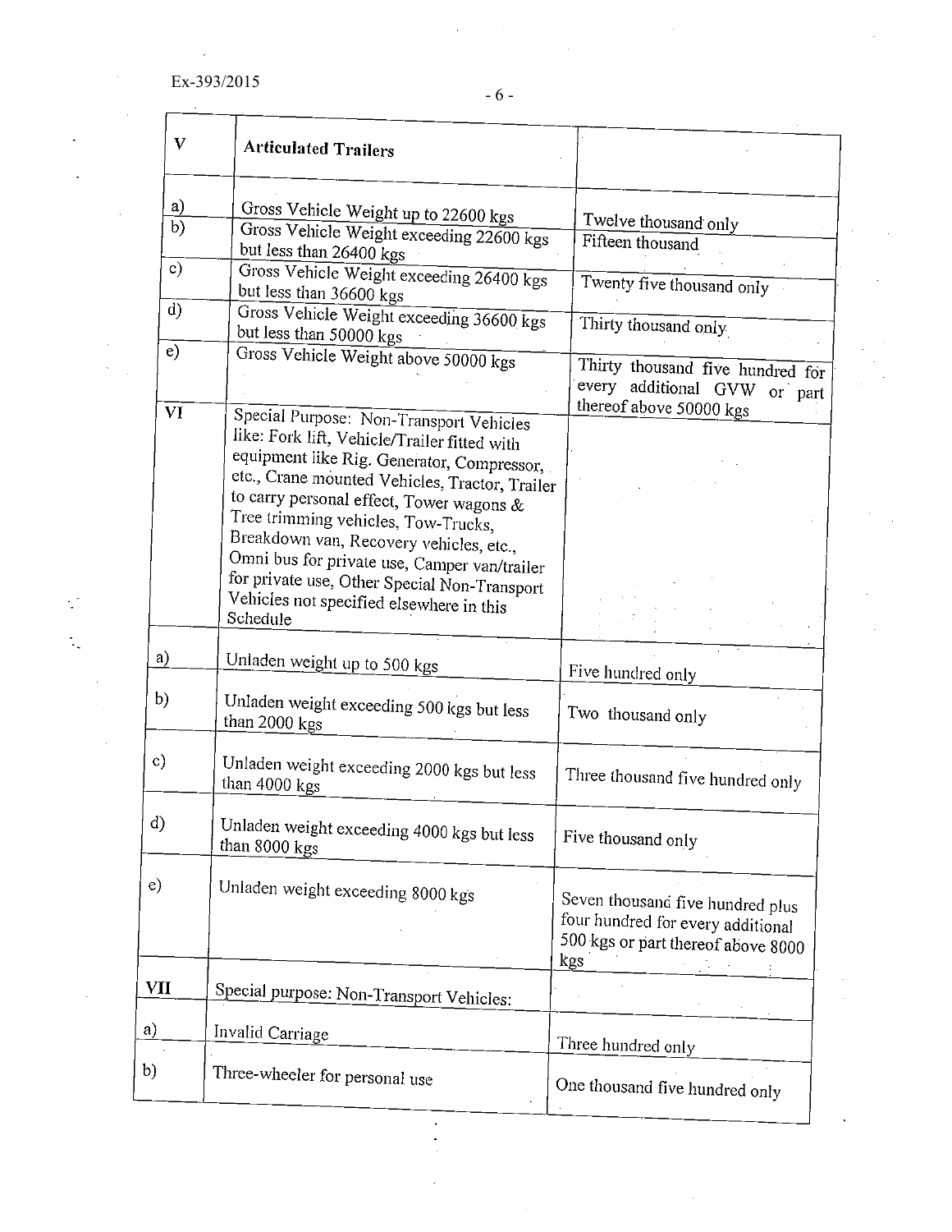| V | Articulated Trailers | |
|---|---|---|
| a) | Gross Vehicle Weight up to 22600 kgs | Twelve thousand only |
| b) | Gross Vehicle Weight exceeding 22600 kgs but less than 26400 kgs | Fifteen thousand |
| c) | Gross Vehicle Weight exceeding 26400 kgs but less than 36600 kgs | Twenty five thousand only |
| d) | Gross Vehicle Weight exceeding 36600 kgs but less than 50000 kgs | Thirty thousand only |
| e) | Gross Vehicle Weight above 50000 kgs | Thirty thousand five hundred for every additional GVW or part thereof above 50000 kgs |
| VI | Special Purpose: Non-Transport Vehicles like: Fork lift, Vehicle/Trailer fitted with equipment like Rig. Generator, Compressor, etc., Crane mounted Vehicles, Tractor, Trailer to carry personal effect, Tower wagons & Tree trimming vehicles, Tow-Trucks, Breakdown van, Recovery vehicles, etc., Omni bus for private use, Camper van/trailer for private use, Other Special Non-Transport Vehicles not specified elsewhere in this Schedule | |
| a) | Unladen weight up to 500 kgs | Five hundred only |
| b) | Unladen weight exceeding 500 kgs but less than 2000 kgs | Two thousand only |
| c) | Unladen weight exceeding 2000 kgs but less than 4000 kgs | Three thousand five hundred only |
| d) | Unladen weight exceeding 4000 kgs but less than 8000 kgs | Five thousand only |
| e) | Unladen weight exceeding 8000 kgs | Seven thousand five hundred plus four hundred for every additional 500 kgs or part thereof above 8000 kgs |
| VII | Special purpose: Non-Transport Vehicles: | |
| a) | Invalid Carriage | Three hundred only |
| b) | Three-wheeler for personal use | One thousand five hundred only |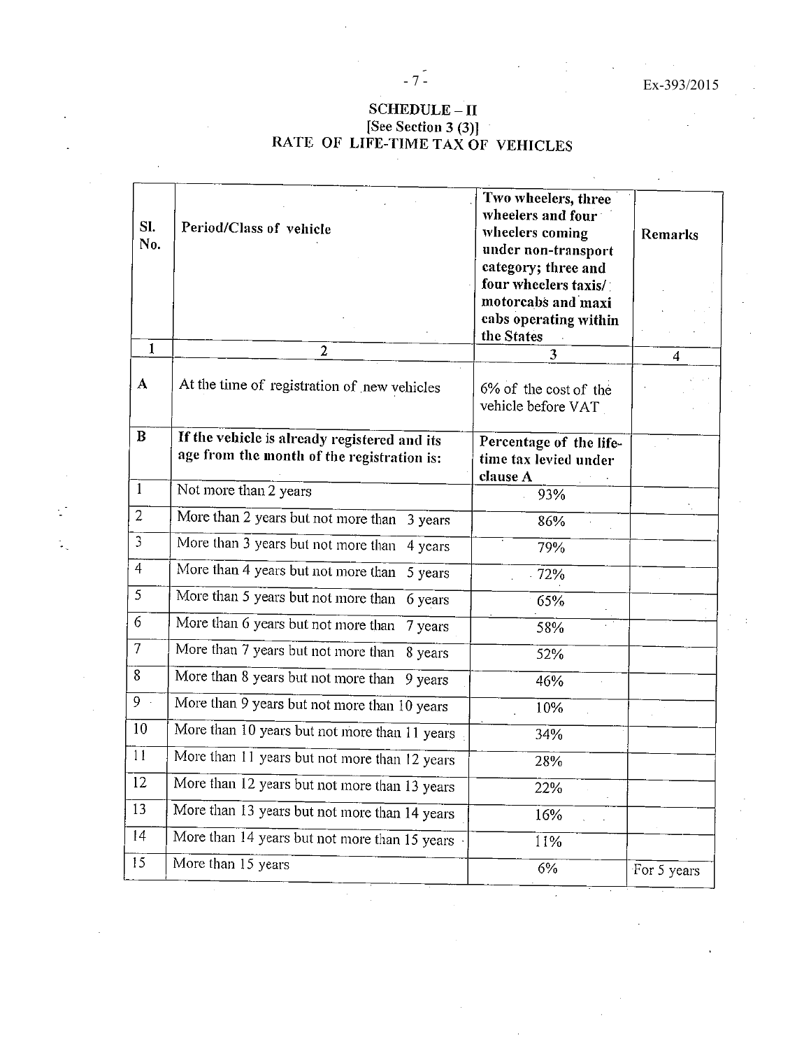**SCHEDULE – II**
**[See Section 3 (3)]**
**RATE OF LIFE-TIME TAX OF VEHICLES**

| Sl. No. | Period/Class of vehicle | Two wheelers, three wheelers and four wheelers coming under non-transport category; three and four wheelers taxis/ motorcabs and maxi cabs operating within the States | Remarks |
|---|---|---|---|
| 1 | 2 | 3 | 4 |
| A | At the time of registration of new vehicles | 6% of the cost of the vehicle before VAT | |
| B | **If the vehicle is already registered and its age from the month of the registration is:** | **Percentage of the life-time tax levied under clause A** | |
| 1 | Not more than 2 years | 93% | |
| 2 | More than 2 years but not more than 3 years | 86% | |
| 3 | More than 3 years but not more than 4 years | 79% | |
| 4 | More than 4 years but not more than 5 years | 72% | |
| 5 | More than 5 years but not more than 6 years | 65% | |
| 6 | More than 6 years but not more than 7 years | 58% | |
| 7 | More than 7 years but not more than 8 years | 52% | |
| 8 | More than 8 years but not more than 9 years | 46% | |
| 9 | More than 9 years but not more than 10 years | 10% | |
| 10 | More than 10 years but not more than 11 years | 34% | |
| 11 | More than 11 years but not more than 12 years | 28% | |
| 12 | More than 12 years but not more than 13 years | 22% | |
| 13 | More than 13 years but not more than 14 years | 16% | |
| 14 | More than 14 years but not more than 15 years | 11% | |
| 15 | More than 15 years | 6% | For 5 years |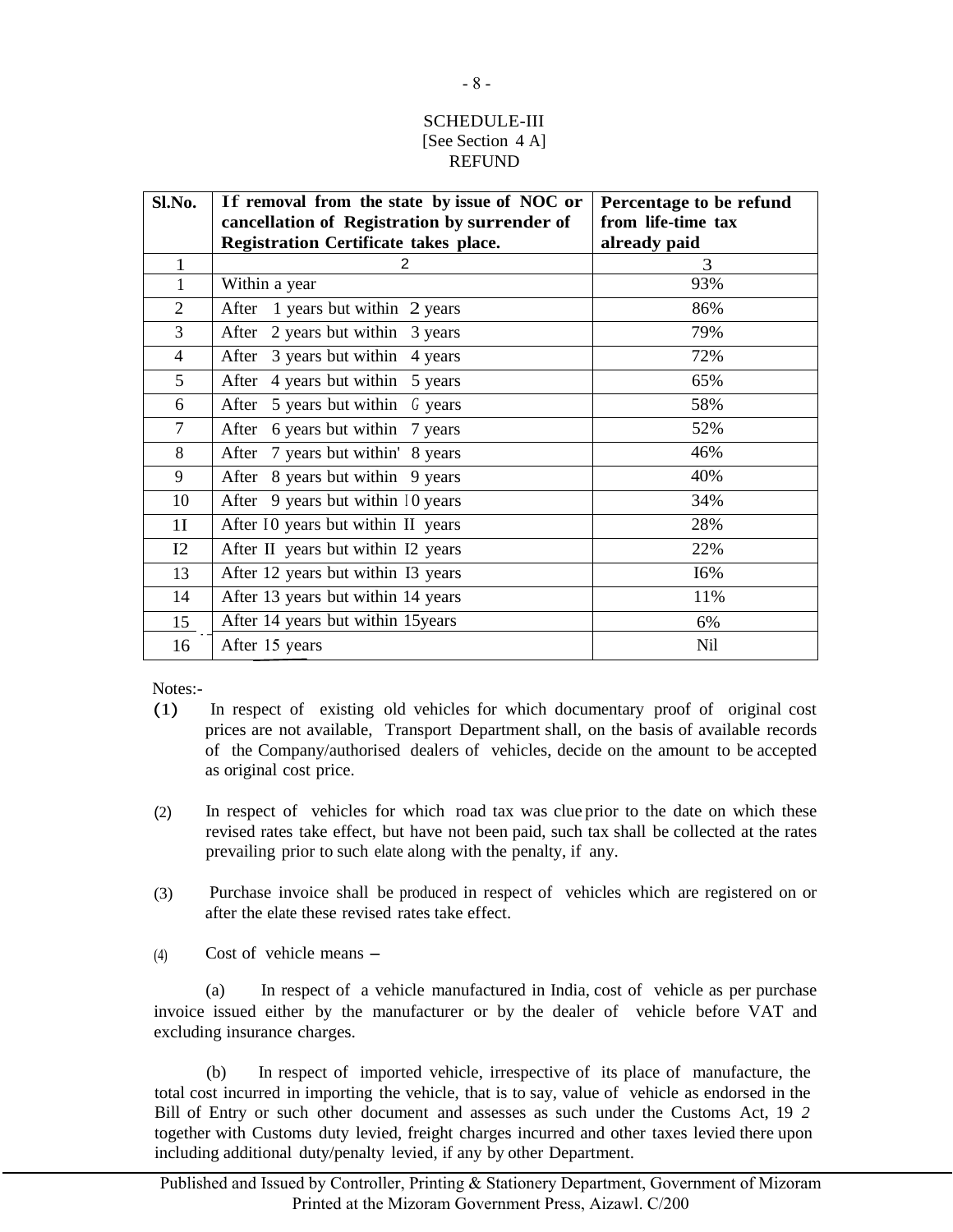SCHEDULE-III
[See Section 4 A]
REFUND

| Sl.No. | If removal from the state by issue of NOC or cancellation of Registration by surrender of Registration Certificate takes place. | Percentage to be refund from life-time tax already paid |
|---|---|---|
| 1 | 2 | 3 |
| 1 | Within a year | 93% |
| 2 | After 1 years but within 2 years | 86% |
| 3 | After 2 years but within 3 years | 79% |
| 4 | After 3 years but within 4 years | 72% |
| 5 | After 4 years but within 5 years | 65% |
| 6 | After 5 years but within 6 years | 58% |
| 7 | After 6 years but within 7 years | 52% |
| 8 | After 7 years but within' 8 years | 46% |
| 9 | After 8 years but within 9 years | 40% |
| 10 | After 9 years but within 10 years | 34% |
| 11 | After 10 years but within 11 years | 28% |
| 12 | After 11 years but within 12 years | 22% |
| 13 | After 12 years but within 13 years | 16% |
| 14 | After 13 years but within 14 years | 11% |
| 15 | After 14 years but within 15years | 6% |
| 16 | After 15 years | Nil |

Notes:-

(1) In respect of existing old vehicles for which documentary proof of original cost prices are not available, Transport Department shall, on the basis of available records of the Company/authorised dealers of vehicles, decide on the amount to be accepted as original cost price.

(2) In respect of vehicles for which road tax was clue prior to the date on which these revised rates take effect, but have not been paid, such tax shall be collected at the rates prevailing prior to such elate along with the penalty, if any.

(3) Purchase invoice shall be produced in respect of vehicles which are registered on or after the elate these revised rates take effect.

(4) Cost of vehicle means –

(a) In respect of a vehicle manufactured in India, cost of vehicle as per purchase invoice issued either by the manufacturer or by the dealer of vehicle before VAT and excluding insurance charges.

(b) In respect of imported vehicle, irrespective of its place of manufacture, the total cost incurred in importing the vehicle, that is to say, value of vehicle as endorsed in the Bill of Entry or such other document and assesses as such under the Customs Act, 19 2 together with Customs duty levied, freight charges incurred and other taxes levied there upon including additional duty/penalty levied, if any by other Department.

Published and Issued by Controller, Printing & Stationery Department, Government of Mizoram
Printed at the Mizoram Government Press, Aizawl. C/200